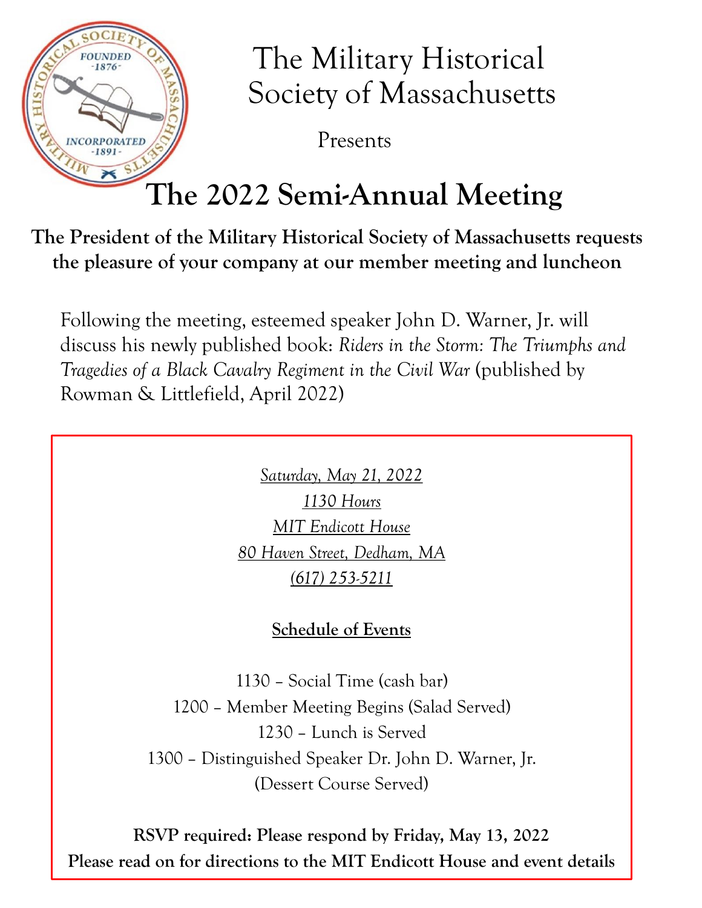# The Military Historical Society of Massachusetts

Presents

# The 2022 Semi-Annual Meeting

**The President of the Military Historical Society of Massachusetts requests the pleasure of your company at our member meeting and luncheon**

Following the meeting, esteemed speaker John D. Warner, Jr. will discuss his newly published book: *Riders in the Storm: The Triumphs and Tragedies of a Black Cavalry Regiment in the Civil War* (published by Rowman & Littlefield, April 2022)

*Saturday, May 21, 2022*
*1130 Hours*
*MIT Endicott House*
*80 Haven Street, Dedham, MA*
*(617) 253-5211*

**Schedule of Events**

1130 – Social Time (cash bar)
1200 – Member Meeting Begins (Salad Served)
1230 – Lunch is Served
1300 – Distinguished Speaker Dr. John D. Warner, Jr.
(Dessert Course Served)

**RSVP required: Please respond by Friday, May 13, 2022**
**Please read on for directions to the MIT Endicott House and event details**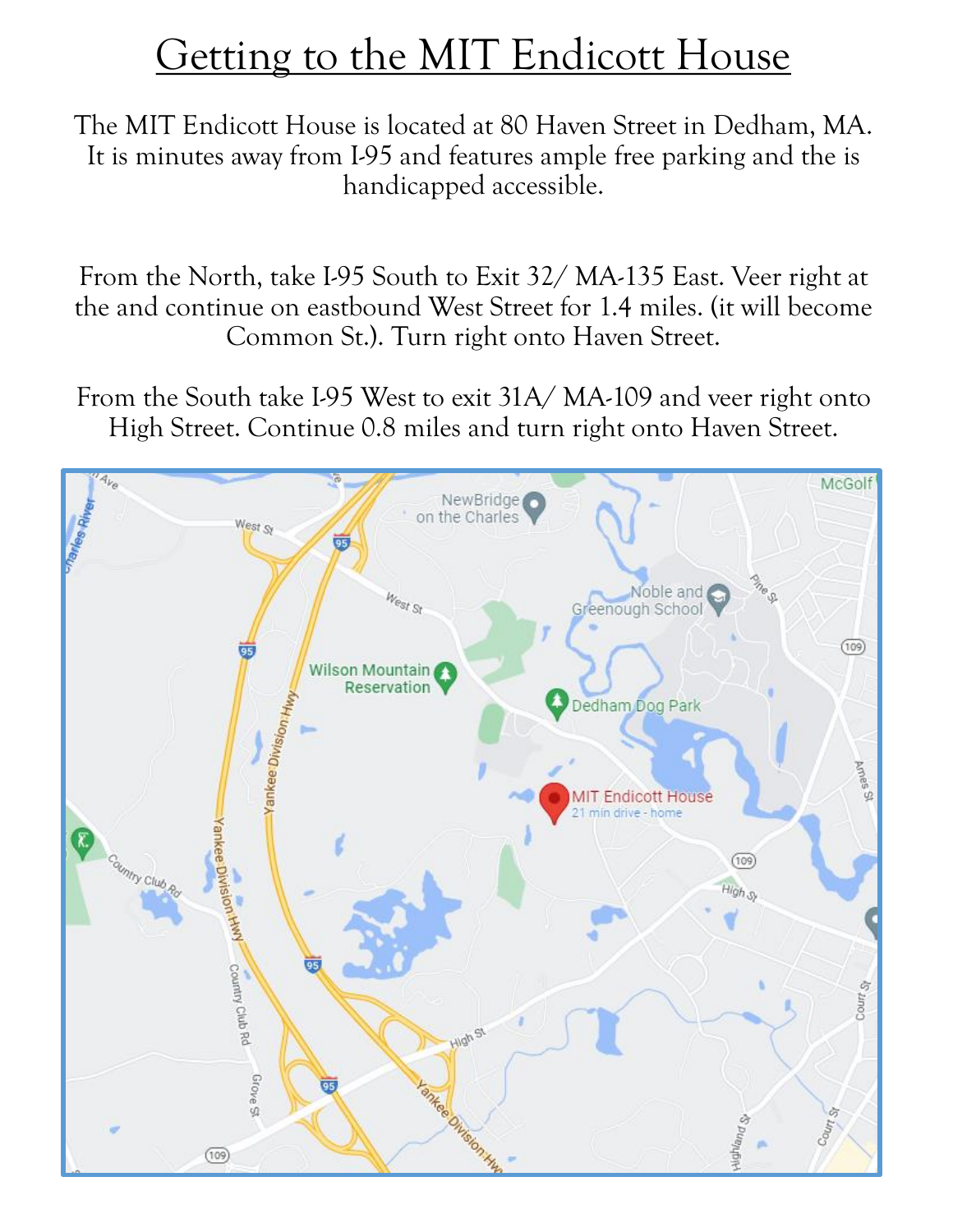# Getting to the MIT Endicott House

The MIT Endicott House is located at 80 Haven Street in Dedham, MA. It is minutes away from I-95 and features ample free parking and the is handicapped accessible.

From the North, take I-95 South to Exit 32/ MA-135 East. Veer right at the and continue on eastbound West Street for 1.4 miles. (it will become Common St.). Turn right onto Haven Street.

From the South take I-95 West to exit 31A/ MA-109 and veer right onto High Street. Continue 0.8 miles and turn right onto Haven Street.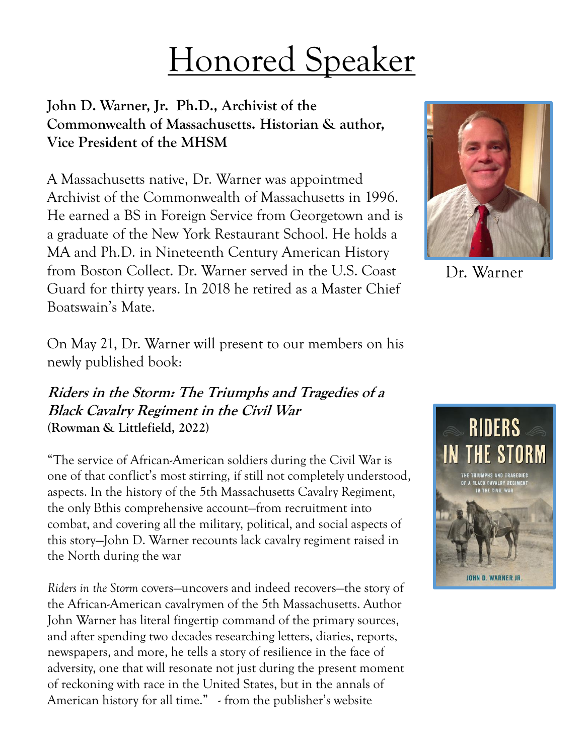# Honored Speaker

**John D. Warner, Jr. Ph.D., Archivist of the Commonwealth of Massachusetts. Historian & author, Vice President of the MHSM**

A Massachusetts native, Dr. Warner was appointmed Archivist of the Commonwealth of Massachusetts in 1996. He earned a BS in Foreign Service from Georgetown and is a graduate of the New York Restaurant School. He holds a MA and Ph.D. in Nineteenth Century American History from Boston Collect. Dr. Warner served in the U.S. Coast Guard for thirty years. In 2018 he retired as a Master Chief Boatswain's Mate.

Dr. Warner

On May 21, Dr. Warner will present to our members on his newly published book:

***Riders in the Storm: The Triumphs and Tragedies of a Black Cavalry Regiment in the Civil War***
**(Rowman & Littlefield, 2022)**

"The service of African-American soldiers during the Civil War is one of that conflict's most stirring, if still not completely understood, aspects. In the history of the 5th Massachusetts Cavalry Regiment, the only Bthis comprehensive account—from recruitment into combat, and covering all the military, political, and social aspects of this story—John D. Warner recounts lack cavalry regiment raised in the North during the war

*Riders in the Storm* covers—uncovers and indeed recovers—the story of the African-American cavalrymen of the 5th Massachusetts. Author John Warner has literal fingertip command of the primary sources, and after spending two decades researching letters, diaries, reports, newspapers, and more, he tells a story of resilience in the face of adversity, one that will resonate not just during the present moment of reckoning with race in the United States, but in the annals of American history for all time." - from the publisher's website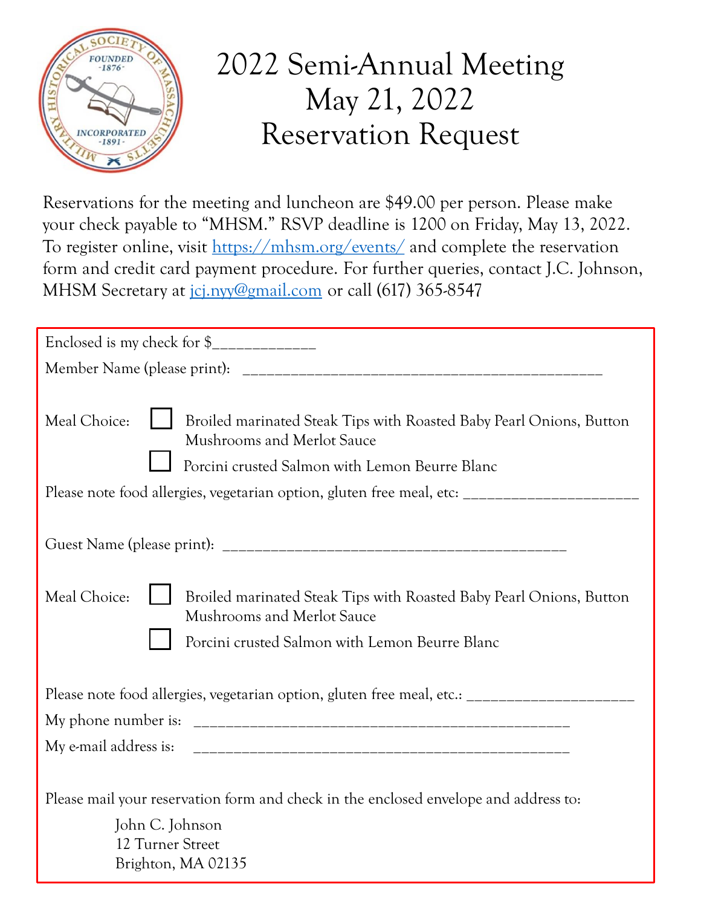# 2022 Semi-Annual Meeting
# May 21, 2022
# Reservation Request

Reservations for the meeting and luncheon are $49.00 per person. Please make your check payable to "MHSM." RSVP deadline is 1200 on Friday, May 13, 2022. To register online, visit https://mhsm.org/events/ and complete the reservation form and credit card payment procedure. For further queries, contact J.C. Johnson, MHSM Secretary at jcj.nyy@gmail.com or call (617) 365-8547

Enclosed is my check for $_____________

Member Name (please print): _______________________________________________

Meal Choice:
- ☐ Broiled marinated Steak Tips with Roasted Baby Pearl Onions, Button Mushrooms and Merlot Sauce
- ☐ Porcini crusted Salmon with Lemon Beurre Blanc

Please note food allergies, vegetarian option, gluten free meal, etc: ______________________

Guest Name (please print): ____________________________________________

Meal Choice:
- ☐ Broiled marinated Steak Tips with Roasted Baby Pearl Onions, Button Mushrooms and Merlot Sauce
- ☐ Porcini crusted Salmon with Lemon Beurre Blanc

Please note food allergies, vegetarian option, gluten free meal, etc.: _____________________

My phone number is: _______________________________________________

My e-mail address is: _______________________________________________

Please mail your reservation form and check in the enclosed envelope and address to:

John C. Johnson
12 Turner Street
Brighton, MA 02135